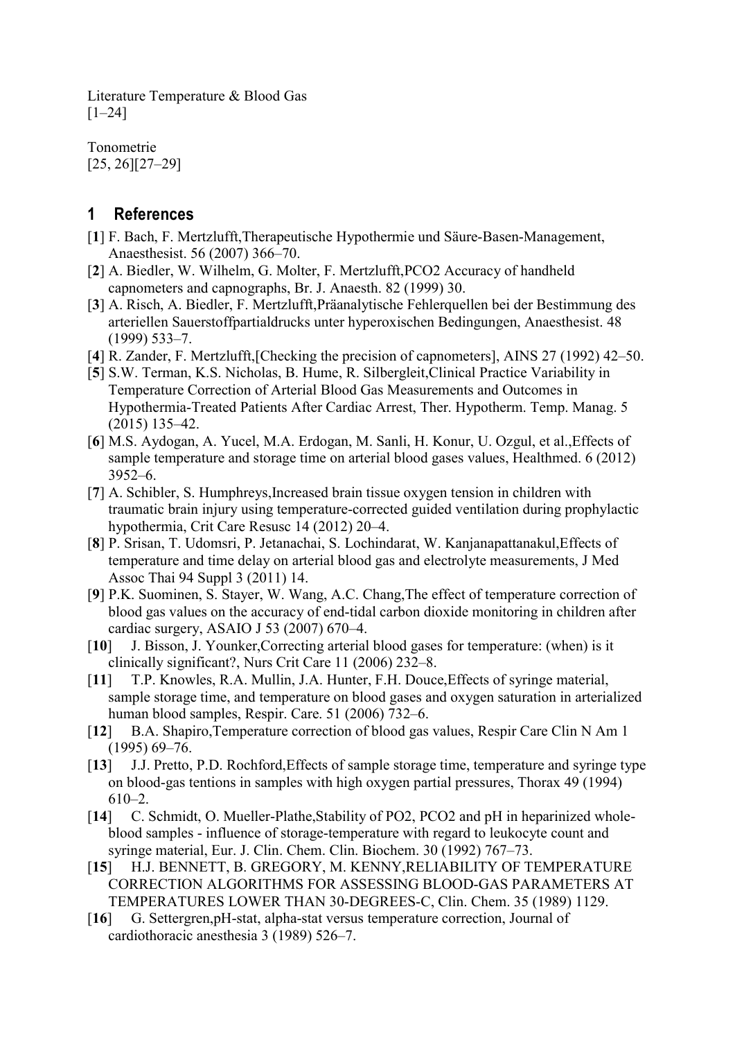Literature Temperature & Blood Gas
[1–24]

Tonometrie
[25, 26][27–29]

# 1 References

[**1**] F. Bach, F. Mertzlufft,Therapeutische Hypothermie und Säure-Basen-Management, Anaesthesist. 56 (2007) 366–70.

[**2**] A. Biedler, W. Wilhelm, G. Molter, F. Mertzlufft,PCO2 Accuracy of handheld capnometers and capnographs, Br. J. Anaesth. 82 (1999) 30.

[**3**] A. Risch, A. Biedler, F. Mertzlufft,Präanalytische Fehlerquellen bei der Bestimmung des arteriellen Sauerstoffpartialdrucks unter hyperoxischen Bedingungen, Anaesthesist. 48 (1999) 533–7.

[**4**] R. Zander, F. Mertzlufft,[Checking the precision of capnometers], AINS 27 (1992) 42–50.

[**5**] S.W. Terman, K.S. Nicholas, B. Hume, R. Silbergleit,Clinical Practice Variability in Temperature Correction of Arterial Blood Gas Measurements and Outcomes in Hypothermia-Treated Patients After Cardiac Arrest, Ther. Hypotherm. Temp. Manag. 5 (2015) 135–42.

[**6**] M.S. Aydogan, A. Yucel, M.A. Erdogan, M. Sanli, H. Konur, U. Ozgul, et al.,Effects of sample temperature and storage time on arterial blood gases values, Healthmed. 6 (2012) 3952–6.

[**7**] A. Schibler, S. Humphreys,Increased brain tissue oxygen tension in children with traumatic brain injury using temperature-corrected guided ventilation during prophylactic hypothermia, Crit Care Resusc 14 (2012) 20–4.

[**8**] P. Srisan, T. Udomsri, P. Jetanachai, S. Lochindarat, W. Kanjanapattanakul,Effects of temperature and time delay on arterial blood gas and electrolyte measurements, J Med Assoc Thai 94 Suppl 3 (2011) 14.

[**9**] P.K. Suominen, S. Stayer, W. Wang, A.C. Chang,The effect of temperature correction of blood gas values on the accuracy of end-tidal carbon dioxide monitoring in children after cardiac surgery, ASAIO J 53 (2007) 670–4.

[**10**] J. Bisson, J. Younker,Correcting arterial blood gases for temperature: (when) is it clinically significant?, Nurs Crit Care 11 (2006) 232–8.

[**11**] T.P. Knowles, R.A. Mullin, J.A. Hunter, F.H. Douce,Effects of syringe material, sample storage time, and temperature on blood gases and oxygen saturation in arterialized human blood samples, Respir. Care. 51 (2006) 732–6.

[**12**] B.A. Shapiro,Temperature correction of blood gas values, Respir Care Clin N Am 1 (1995) 69–76.

[**13**] J.J. Pretto, P.D. Rochford,Effects of sample storage time, temperature and syringe type on blood-gas tentions in samples with high oxygen partial pressures, Thorax 49 (1994) 610–2.

[**14**] C. Schmidt, O. Mueller-Plathe,Stability of PO2, PCO2 and pH in heparinized whole-blood samples - influence of storage-temperature with regard to leukocyte count and syringe material, Eur. J. Clin. Chem. Clin. Biochem. 30 (1992) 767–73.

[**15**] H.J. BENNETT, B. GREGORY, M. KENNY,RELIABILITY OF TEMPERATURE CORRECTION ALGORITHMS FOR ASSESSING BLOOD-GAS PARAMETERS AT TEMPERATURES LOWER THAN 30-DEGREES-C, Clin. Chem. 35 (1989) 1129.

[**16**] G. Settergren,pH-stat, alpha-stat versus temperature correction, Journal of cardiothoracic anesthesia 3 (1989) 526–7.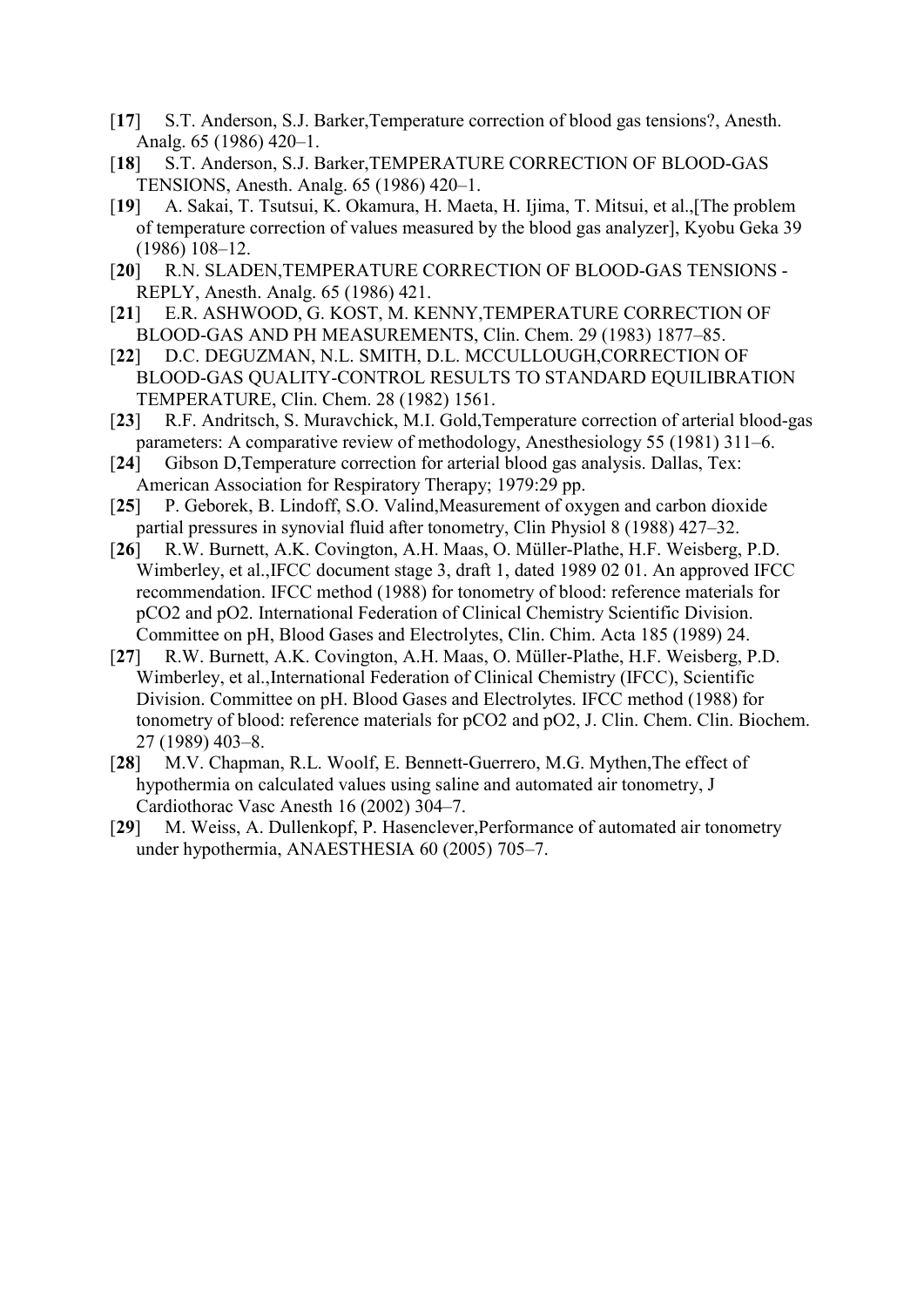[**17**] S.T. Anderson, S.J. Barker,Temperature correction of blood gas tensions?, Anesth. Analg. 65 (1986) 420–1.

[**18**] S.T. Anderson, S.J. Barker,TEMPERATURE CORRECTION OF BLOOD-GAS TENSIONS, Anesth. Analg. 65 (1986) 420–1.

[**19**] A. Sakai, T. Tsutsui, K. Okamura, H. Maeta, H. Ijima, T. Mitsui, et al.,[The problem of temperature correction of values measured by the blood gas analyzer], Kyobu Geka 39 (1986) 108–12.

[**20**] R.N. SLADEN,TEMPERATURE CORRECTION OF BLOOD-GAS TENSIONS - REPLY, Anesth. Analg. 65 (1986) 421.

[**21**] E.R. ASHWOOD, G. KOST, M. KENNY,TEMPERATURE CORRECTION OF BLOOD-GAS AND PH MEASUREMENTS, Clin. Chem. 29 (1983) 1877–85.

[**22**] D.C. DEGUZMAN, N.L. SMITH, D.L. MCCULLOUGH,CORRECTION OF BLOOD-GAS QUALITY-CONTROL RESULTS TO STANDARD EQUILIBRATION TEMPERATURE, Clin. Chem. 28 (1982) 1561.

[**23**] R.F. Andritsch, S. Muravchick, M.I. Gold,Temperature correction of arterial blood-gas parameters: A comparative review of methodology, Anesthesiology 55 (1981) 311–6.

[**24**] Gibson D,Temperature correction for arterial blood gas analysis. Dallas, Tex: American Association for Respiratory Therapy; 1979:29 pp.

[**25**] P. Geborek, B. Lindoff, S.O. Valind,Measurement of oxygen and carbon dioxide partial pressures in synovial fluid after tonometry, Clin Physiol 8 (1988) 427–32.

[**26**] R.W. Burnett, A.K. Covington, A.H. Maas, O. Müller-Plathe, H.F. Weisberg, P.D. Wimberley, et al.,IFCC document stage 3, draft 1, dated 1989 02 01. An approved IFCC recommendation. IFCC method (1988) for tonometry of blood: reference materials for pCO2 and pO2. International Federation of Clinical Chemistry Scientific Division. Committee on pH, Blood Gases and Electrolytes, Clin. Chim. Acta 185 (1989) 24.

[**27**] R.W. Burnett, A.K. Covington, A.H. Maas, O. Müller-Plathe, H.F. Weisberg, P.D. Wimberley, et al.,International Federation of Clinical Chemistry (IFCC), Scientific Division. Committee on pH. Blood Gases and Electrolytes. IFCC method (1988) for tonometry of blood: reference materials for pCO2 and pO2, J. Clin. Chem. Clin. Biochem. 27 (1989) 403–8.

[**28**] M.V. Chapman, R.L. Woolf, E. Bennett-Guerrero, M.G. Mythen,The effect of hypothermia on calculated values using saline and automated air tonometry, J Cardiothorac Vasc Anesth 16 (2002) 304–7.

[**29**] M. Weiss, A. Dullenkopf, P. Hasenclever,Performance of automated air tonometry under hypothermia, ANAESTHESIA 60 (2005) 705–7.